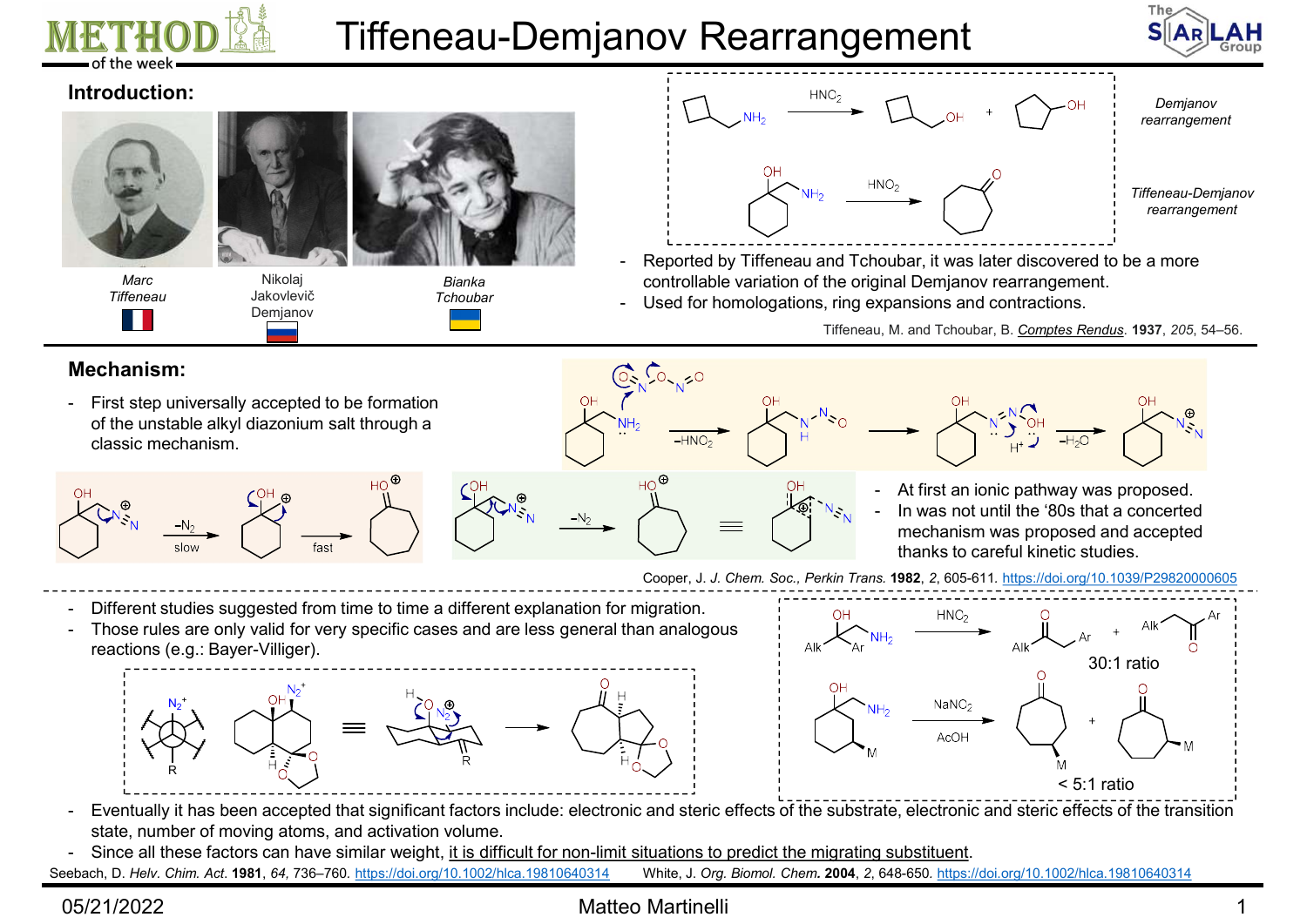# Tiffeneau-Demjanov Rearrangement

## Introduction:

*Marc Tiffeneau* — Nikolaj Jakovlevič Demjanov — *Bianka Tchoubar*

Demjanov rearrangement: cyclobutylmethylamine + $HNO_2$ → cyclobutylmethanol + cyclopentanol

Tiffeneau-Demjanov rearrangement: 1-(aminomethyl)cyclohexanol + $HNO_2$ → cycloheptanone

- Reported by Tiffeneau and Tchoubar, it was later discovered to be a more controllable variation of the original Demjanov rearrangement.
- Used for homologations, ring expansions and contractions.

Tiffeneau, M. and Tchoubar, B. Comptes Rendus. **1937**, *205*, 54–56.

## Mechanism:

- First step universally accepted to be formation of the unstable alkyl diazonium salt through a classic mechanism.

(Amine + $N_2O_3$, $-HNO_2$ → N-nitrosamine → diazohydroxide ($H^+$), $-H_2O$ → diazonium salt)

Ionic pathway: $-N_2$ (slow) → carbocation → (fast) → protonated cycloheptanone

Concerted pathway: $-N_2$ → protonated cycloheptanone

- At first an ionic pathway was proposed.
- In was not until the '80s that a concerted mechanism was proposed and accepted thanks to careful kinetic studies.

Cooper, J. *J. Chem. Soc., Perkin Trans.* **1982**, *2*, 605-611. https://doi.org/10.1039/P29820000605

- Different studies suggested from time to time a different explanation for migration.
- Those rules are only valid for very specific cases and are less general than analogous reactions (e.g.: Bayer-Villiger).

Alk/Ar amino alcohol, $HNO_2$ → Alk-CO-CH$_2$-Ar + Alk-CH$_2$-CO-Ar: 30:1 ratio

3-methyl-1-(aminomethyl)cyclohexanol, $NaNO_2$, AcOH → 4-methylcycloheptanone + 3-methylcycloheptanone: < 5:1 ratio

- Eventually it has been accepted that significant factors include: electronic and steric effects of the substrate, electronic and steric effects of the transition state, number of moving atoms, and activation volume.
- Since all these factors can have similar weight, it is difficult for non-limit situations to predict the migrating substituent.

Seebach, D. *Helv. Chim. Act.* **1981**, *64*, 736–760. https://doi.org/10.1002/hlca.19810640314 White, J. *Org. Biomol. Chem.* **2004**, *2*, 648-650. https://doi.org/10.1002/hlca.19810640314

05/21/2022 Matteo Martinelli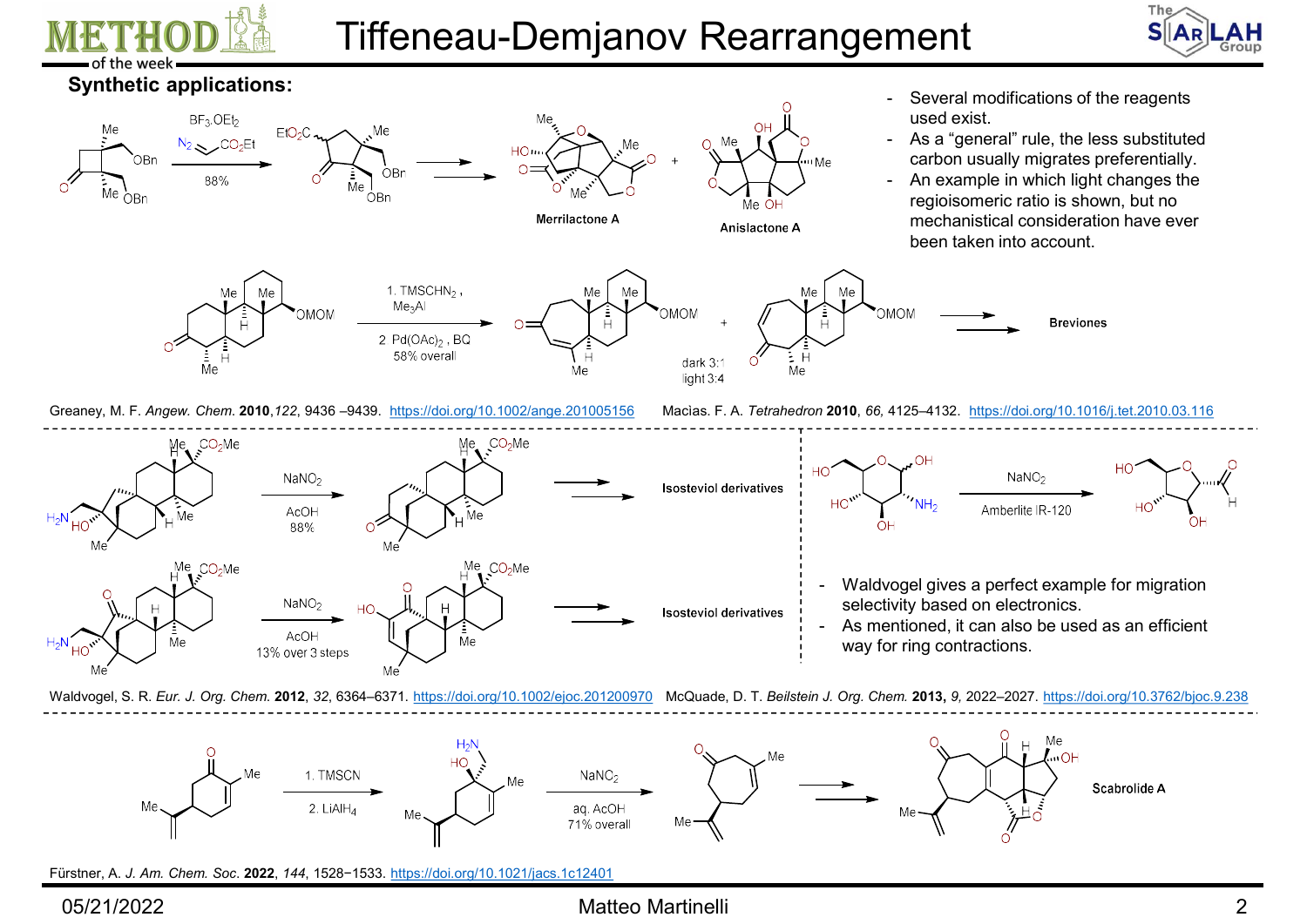# Tiffeneau-Demjanov Rearrangement

## Synthetic applications:

$BF_3.OEt_2$

$N_2$ $CO_2Et$

88%

Merrilactone A

Anislactone A

- Several modifications of the reagents used exist.
- As a "general" rule, the less substituted carbon usually migrates preferentially.
- An example in which light changes the regioisomeric ratio is shown, but no mechanistic consideration have ever been taken into account.

1. $TMSCHN_2$ , $Me_3Al$

2. $Pd(OAc)_2$ , BQ

58% overall

dark 3:1

light 3:4

Breviones

Greaney, M. F. *Angew. Chem.* **2010**,*122*, 9436 –9439. https://doi.org/10.1002/ange.201005156 Macìas. F. A. *Tetrahedron* **2010**, *66*, 4125–4132. https://doi.org/10.1016/j.tet.2010.03.116

$NaNO_2$

AcOH

88%

Isosteviol derivatives

$NaNO_2$

AcOH

13% over 3 steps

Isosteviol derivatives

$NaNO_2$

Amberlite IR-120

- Waldvogel gives a perfect example for migration selectivity based on electronics.
- As mentioned, it can also be used as an efficient way for ring contractions.

Waldvogel, S. R. *Eur. J. Org. Chem.* **2012**, *32*, 6364–6371. https://doi.org/10.1002/ejoc.201200970 McQuade, D. T. *Beilstein J. Org. Chem.* **2013**, *9*, 2022–2027. https://doi.org/10.3762/bjoc.9.238

1. TMSCN

2. $LiAlH_4$

$NaNO_2$

aq. AcOH

71% overall

Scabrolide A

Fürstner, A. *J. Am. Chem. Soc.* **2022**, *144*, 1528−1533. https://doi.org/10.1021/jacs.1c12401

05/21/2022 Matteo Martinelli